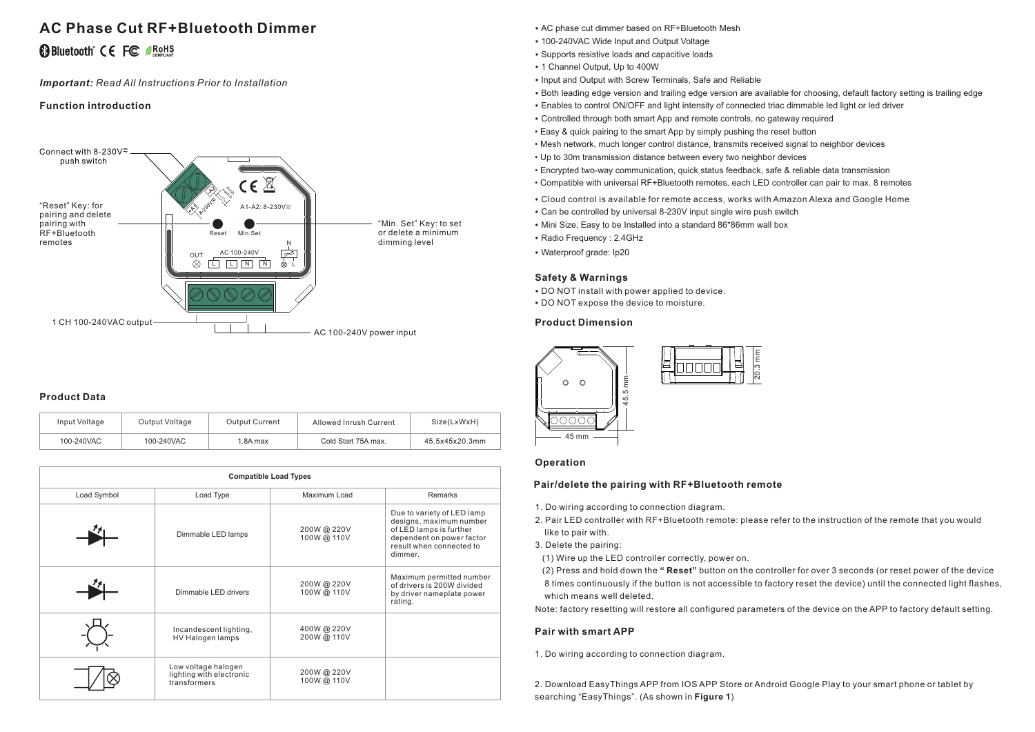# AC Phase Cut RF+Bluetooth Dimmer

Bluetooth CE FC RoHS

***Important:*** *Read All Instructions Prior to Installation*

### Function introduction

Connect with 8-230V⎓ push switch

"Reset" Key: for pairing and delete pairing with RF+Bluetooth remotes

"Min. Set" Key: to set or delete a minimum dimming level

A1-A2: 8-230V⎓

Reset Min.Set

OUT AC 100-240V

L L N N

1 CH 100-240VAC output

AC 100-240V power input

### Product Data

| Input Voltage | Output Voltage | Output Current | Allowed Inrush Current | Size(LxWxH) |
|---|---|---|---|---|
| 100-240VAC | 100-240VAC | 1.8A max | Cold Start 75A max. | 45.5x45x20.3mm |

| Compatible Load Types | | | |
|---|---|---|---|
| Load Symbol | Load Type | Maximum Load | Remarks |
| | Dimmable LED lamps | 200W @ 220V 100W @ 110V | Due to variety of LED lamp designs, maximum number of LED lamps is further dependent on power factor result when connected to dimmer. |
| | Dimmable LED drivers | 200W @ 220V 100W @ 110V | Maximum permitted number of drivers is 200W divided by driver nameplate power rating. |
| | Incandescent lighting, HV Halogen lamps | 400W @ 220V 200W @ 110V | |
| | Low voltage halogen lighting with electronic transformers | 200W @ 220V 100W @ 110V | |

- AC phase cut dimmer based on RF+Bluetooth Mesh
- 100-240VAC Wide Input and Output Voltage
- Supports resistive loads and capacitive loads
- 1 Channel Output, Up to 400W
- Input and Output with Screw Terminals, Safe and Reliable
- Both leading edge version and trailing edge version are available for choosing, default factory setting is trailing edge
- Enables to control ON/OFF and light intensity of connected triac dimmable led light or led driver
- Controlled through both smart App and remote controls, no gateway required
- Easy & quick pairing to the smart App by simply pushing the reset button
- Mesh network, much longer control distance, transmits received signal to neighbor devices
- Up to 30m transmission distance between every two neighbor devices
- Encrypted two-way communication, quick status feedback, safe & reliable data transmission
- Compatible with universal RF+Bluetooth remotes, each LED controller can pair to max. 8 remotes
- Cloud control is available for remote access, works with Amazon Alexa and Google Home
- Can be controlled by universal 8-230V input single wire push switch
- Mini Size, Easy to be Installed into a standard 86*86mm wall box
- Radio Frequency : 2.4GHz
- Waterproof grade: Ip20

### Safety & Warnings

- DO NOT install with power applied to device.
- DO NOT expose the device to moisture.

### Product Dimension

45 mm × 45.5 mm × 20.3 mm

### Operation

#### Pair/delete the pairing with RF+Bluetooth remote

1. Do wiring according to connection diagram.
2. Pair LED controller with RF+Bluetooth remote: please refer to the instruction of the remote that you would like to pair with.
3. Delete the pairing:
   (1) Wire up the LED controller correctly, power on.
   (2) Press and hold down the **" Reset"** button on the controller for over 3 seconds (or reset power of the device 8 times continuously if the button is not accessible to factory reset the device) until the connected light flashes, which means well deleted.

Note: factory resetting will restore all configured parameters of the device on the APP to factory default setting.

#### Pair with smart APP

1. Do wiring according to connection diagram.

2. Download EasyThings APP from IOS APP Store or Android Google Play to your smart phone or tablet by searching "EasyThings". (As shown in **Figure 1**)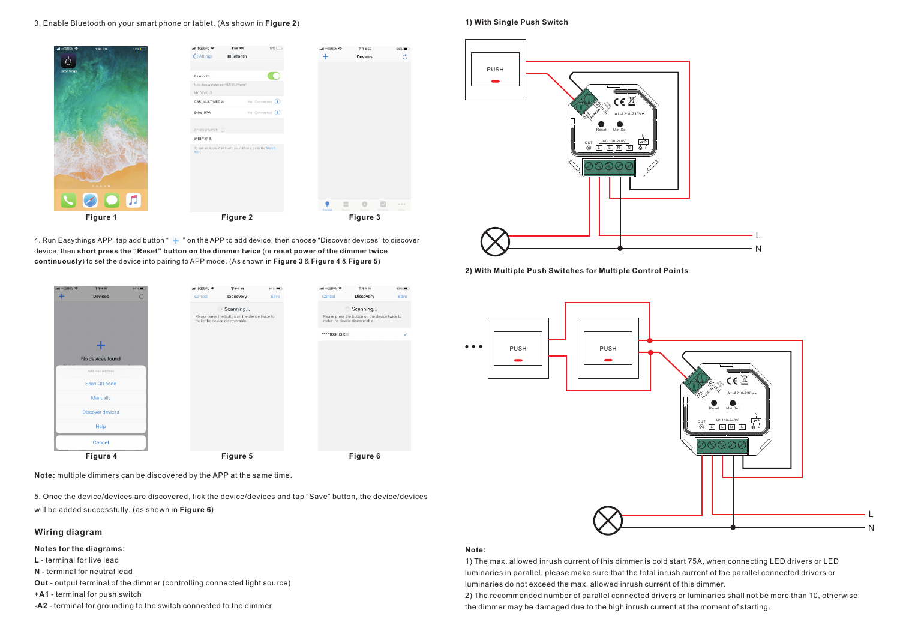3. Enable Bluetooth on your smart phone or tablet. (As shown in **Figure 2**)

Figure 1

Figure 2

Figure 3

4. Run Easythings APP, tap add button " + " on the APP to add device, then choose "Discover devices" to discover device, then **short press the "Reset" button on the dimmer twice** (or **reset power of the dimmer twice continuously**) to set the device into pairing to APP mode. (As shown in **Figure 3** & **Figure 4** & **Figure 5**)

Figure 4

Figure 5

Figure 6

**Note:** multiple dimmers can be discovered by the APP at the same time.

5. Once the device/devices are discovered, tick the device/devices and tap "Save" button, the device/devices will be added successfully. (as shown in **Figure 6**)

## Wiring diagram

**Notes for the diagrams:**

**L** - terminal for live lead

**N** - terminal for neutral lead

**Out** - output terminal of the dimmer (controlling connected light source)

**+A1** - terminal for push switch

**-A2** - terminal for grounding to the switch connected to the dimmer

**1) With Single Push Switch**

**2) With Multiple Push Switches for Multiple Control Points**

**Note:**

1) The max. allowed inrush current of this dimmer is cold start 75A, when connecting LED drivers or LED luminaries in parallel, please make sure that the total inrush current of the parallel connected drivers or luminaries do not exceed the max. allowed inrush current of this dimmer.

2) The recommended number of parallel connected drivers or luminaries shall not be more than 10, otherwise the dimmer may be damaged due to the high inrush current at the moment of starting.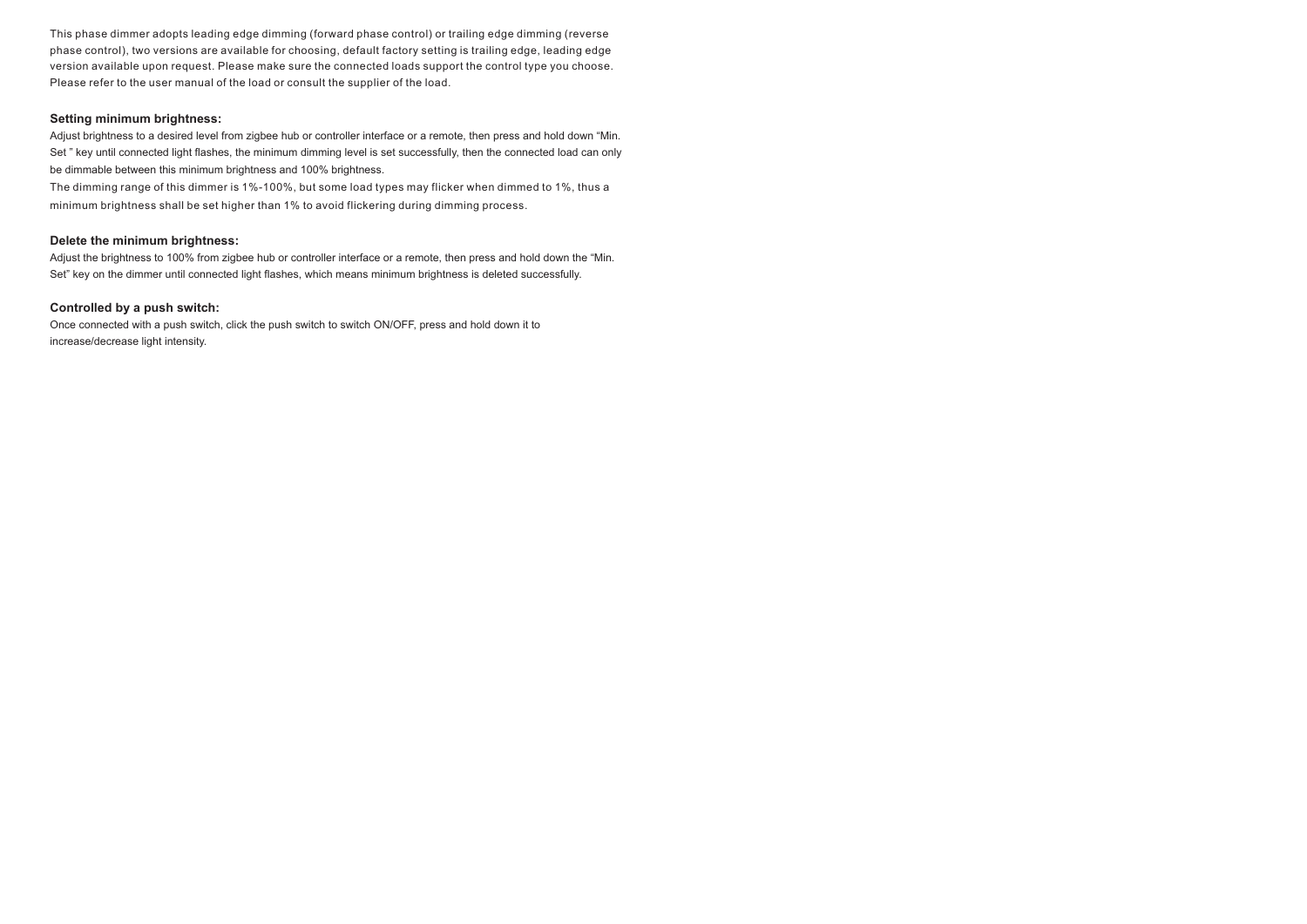This phase dimmer adopts leading edge dimming (forward phase control) or trailing edge dimming (reverse phase control), two versions are available for choosing, default factory setting is trailing edge, leading edge version available upon request. Please make sure the connected loads support the control type you choose. Please refer to the user manual of the load or consult the supplier of the load.

**Setting minimum brightness:**

Adjust brightness to a desired level from zigbee hub or controller interface or a remote, then press and hold down “Min. Set ” key until connected light flashes, the minimum dimming level is set successfully, then the connected load can only be dimmable between this minimum brightness and 100% brightness.

The dimming range of this dimmer is 1%-100%, but some load types may flicker when dimmed to 1%, thus a minimum brightness shall be set higher than 1% to avoid flickering during dimming process.

**Delete the minimum brightness:**

Adjust the brightness to 100% from zigbee hub or controller interface or a remote, then press and hold down the “Min. Set” key on the dimmer until connected light flashes, which means minimum brightness is deleted successfully.

**Controlled by a push switch:**

Once connected with a push switch, click the push switch to switch ON/OFF, press and hold down it to increase/decrease light intensity.